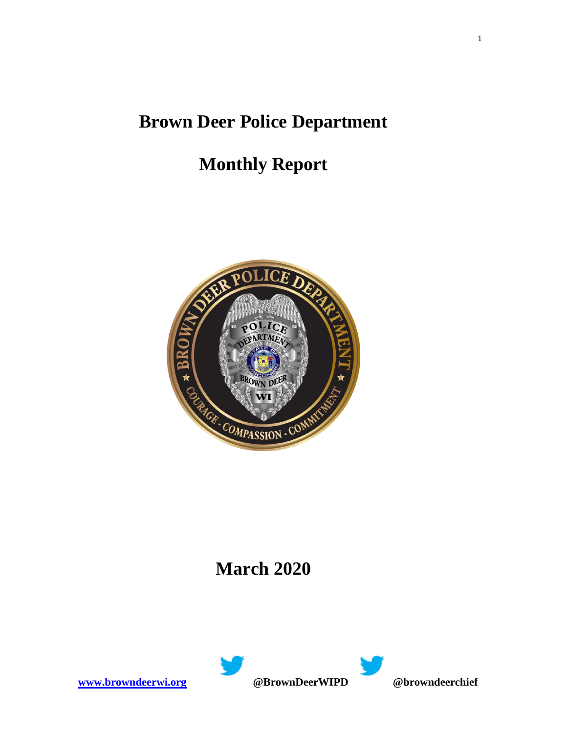# Brown Deer Police Department

# Monthly Report

# March 2020

www.browndeerwi.org @BrownDeerWIPD @browndeerchief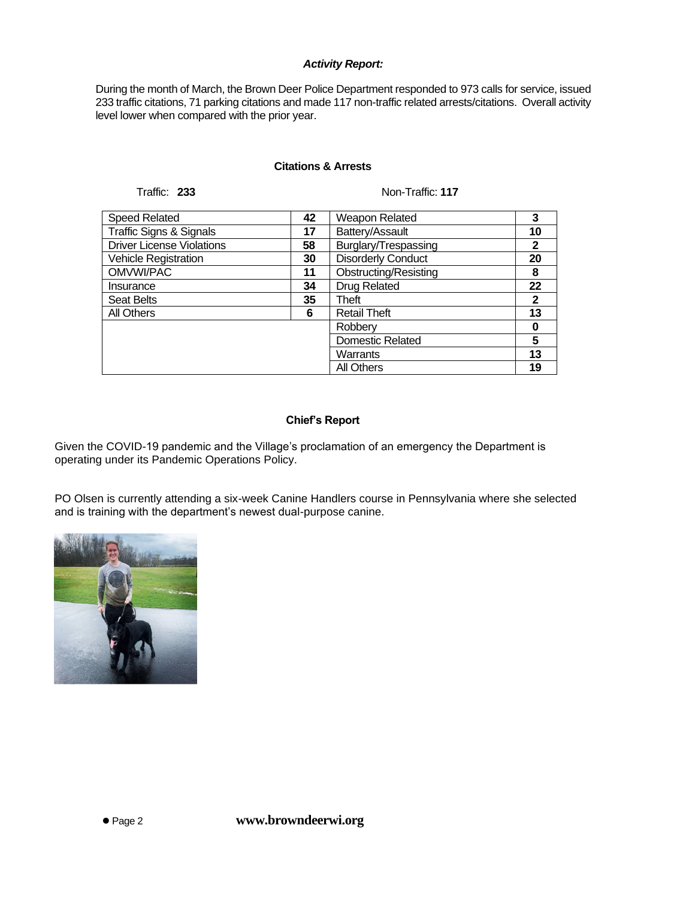***Activity Report:***

During the month of March, the Brown Deer Police Department responded to 973 calls for service, issued 233 traffic citations, 71 parking citations and made 117 non-traffic related arrests/citations. Overall activity level lower when compared with the prior year.

**Citations & Arrests**

Traffic: **233** Non-Traffic: **117**

| Traffic | | Non-Traffic | |
|---|---|---|---|
| Speed Related | **42** | Weapon Related | **3** |
| Traffic Signs & Signals | **17** | Battery/Assault | **10** |
| Driver License Violations | **58** | Burglary/Trespassing | **2** |
| Vehicle Registration | **30** | Disorderly Conduct | **20** |
| OMVWI/PAC | **11** | Obstructing/Resisting | **8** |
| Insurance | **34** | Drug Related | **22** |
| Seat Belts | **35** | Theft | **2** |
| All Others | **6** | Retail Theft | **13** |
| | | Robbery | **0** |
| | | Domestic Related | **5** |
| | | Warrants | **13** |
| | | All Others | **19** |

**Chief's Report**

Given the COVID-19 pandemic and the Village's proclamation of an emergency the Department is operating under its Pandemic Operations Policy.

PO Olsen is currently attending a six-week Canine Handlers course in Pennsylvania where she selected and is training with the department's newest dual-purpose canine.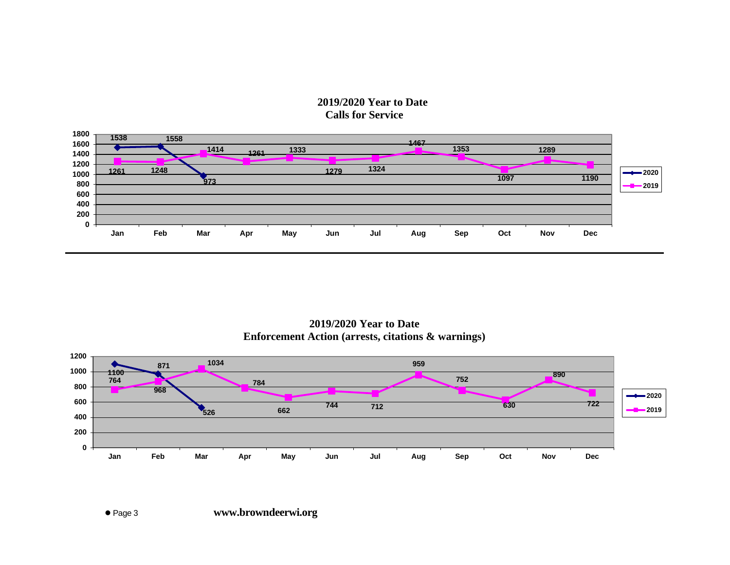## 2019/2020 Year to Date Calls for Service

| Month | 2020 | 2019 |
|---|---|---|
| Jan | 1538 | 1261 |
| Feb | 1558 | 1248 |
| Mar | 973 | 1414 |
| Apr | | 1261 |
| May | | 1333 |
| Jun | | 1279 |
| Jul | | 1324 |
| Aug | | 1467 |
| Sep | | 1353 |
| Oct | | 1097 |
| Nov | | 1289 |
| Dec | | 1190 |

## 2019/2020 Year to Date Enforcement Action (arrests, citations & warnings)

| Month | 2020 | 2019 |
|---|---|---|
| Jan | 1100 | 764 |
| Feb | 968 | 871 |
| Mar | 526 | 1034 |
| Apr | | 784 |
| May | | 662 |
| Jun | | 744 |
| Jul | | 712 |
| Aug | | 959 |
| Sep | | 752 |
| Oct | | 630 |
| Nov | | 890 |
| Dec | | 722 |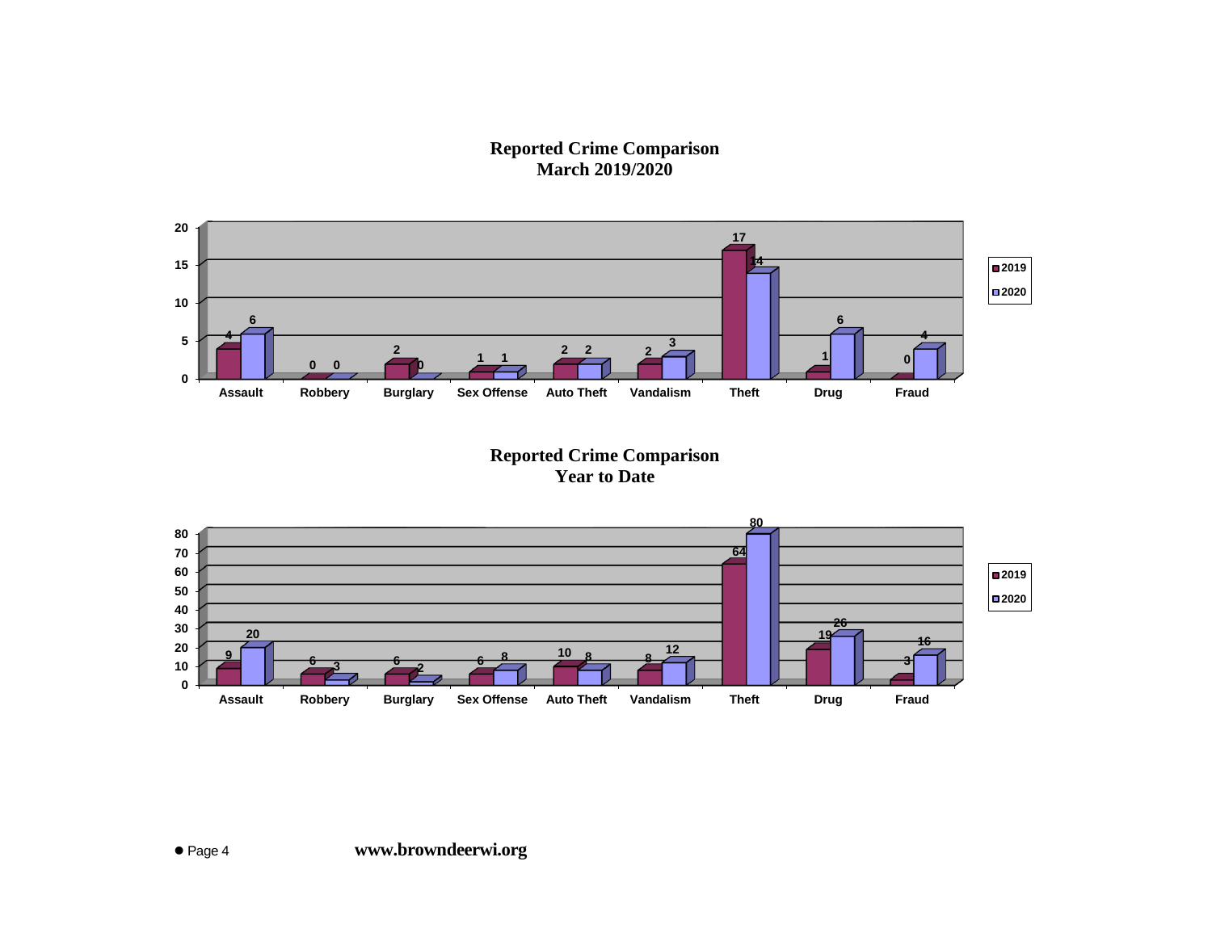## Reported Crime Comparison
## March 2019/2020

| | Assault | Robbery | Burglary | Sex Offense | Auto Theft | Vandalism | Theft | Drug | Fraud |
|---|---|---|---|---|---|---|---|---|---|
| 2019 | 4 | 0 | 2 | 1 | 2 | 2 | 17 | 1 | 0 |
| 2020 | 6 | 0 | 0 | 1 | 2 | 3 | 14 | 6 | 4 |

## Reported Crime Comparison
## Year to Date

| | Assault | Robbery | Burglary | Sex Offense | Auto Theft | Vandalism | Theft | Drug | Fraud |
|---|---|---|---|---|---|---|---|---|---|
| 2019 | 9 | 6 | 6 | 6 | 10 | 8 | 64 | 19 | 3 |
| 2020 | 20 | 3 | 2 | 8 | 8 | 12 | 80 | 26 | 16 |

www.browndeerwi.org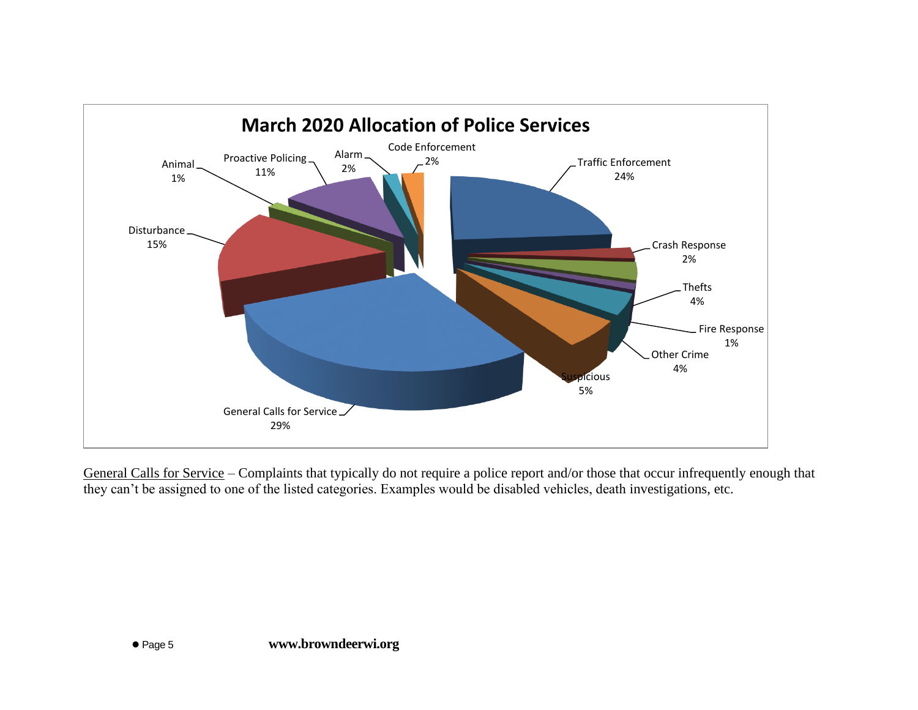## March 2020 Allocation of Police Services

| Category | Percentage |
|---|---|
| Traffic Enforcement | 24% |
| Crash Response | 2% |
| Thefts | 4% |
| Fire Response | 1% |
| Other Crime | 4% |
| Suspicious | 5% |
| General Calls for Service | 29% |
| Disturbance | 15% |
| Animal | 1% |
| Proactive Policing | 11% |
| Alarm | 2% |
| Code Enforcement | 2% |

General Calls for Service – Complaints that typically do not require a police report and/or those that occur infrequently enough that they can't be assigned to one of the listed categories. Examples would be disabled vehicles, death investigations, etc.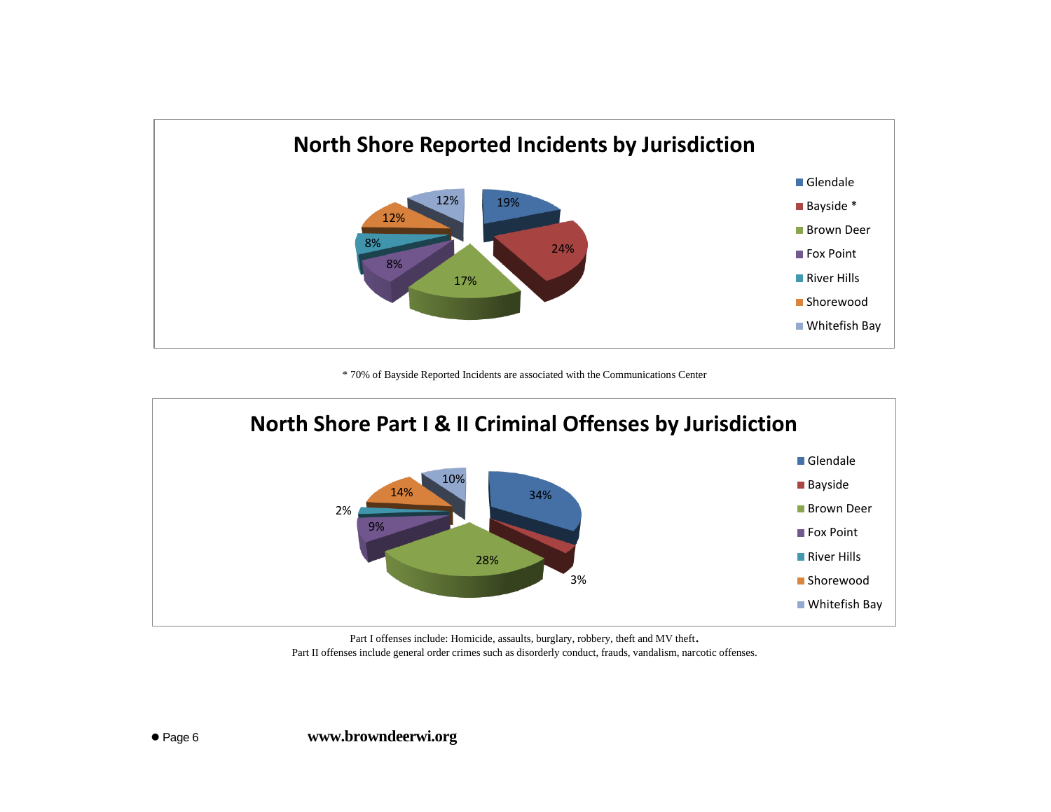## North Shore Reported Incidents by Jurisdiction

| Jurisdiction | Percentage |
|---|---|
| Glendale | 19% |
| Bayside * | 24% |
| Brown Deer | 17% |
| Fox Point | 8% |
| River Hills | 8% |
| Shorewood | 12% |
| Whitefish Bay | 12% |

* 70% of Bayside Reported Incidents are associated with the Communications Center

## North Shore Part I & II Criminal Offenses by Jurisdiction

| Jurisdiction | Percentage |
|---|---|
| Glendale | 34% |
| Bayside | 3% |
| Brown Deer | 28% |
| Fox Point | 9% |
| River Hills | 2% |
| Shorewood | 14% |
| Whitefish Bay | 10% |

Part I offenses include: Homicide, assaults, burglary, robbery, theft and MV theft.

Part II offenses include general order crimes such as disorderly conduct, frauds, vandalism, narcotic offenses.

**www.browndeerwi.org**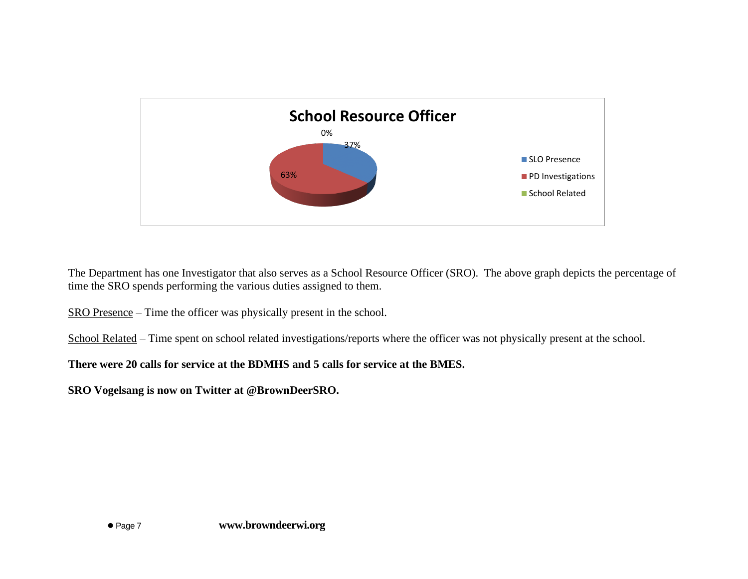School Resource Officer

0%

37%

63%

SLO Presence

PD Investigations

School Related

The Department has one Investigator that also serves as a School Resource Officer (SRO). The above graph depicts the percentage of time the SRO spends performing the various duties assigned to them.

SRO Presence – Time the officer was physically present in the school.

School Related – Time spent on school related investigations/reports where the officer was not physically present at the school.

**There were 20 calls for service at the BDMHS and 5 calls for service at the BMES.**

**SRO Vogelsang is now on Twitter at @BrownDeerSRO.**

**www.browndeerwi.org**